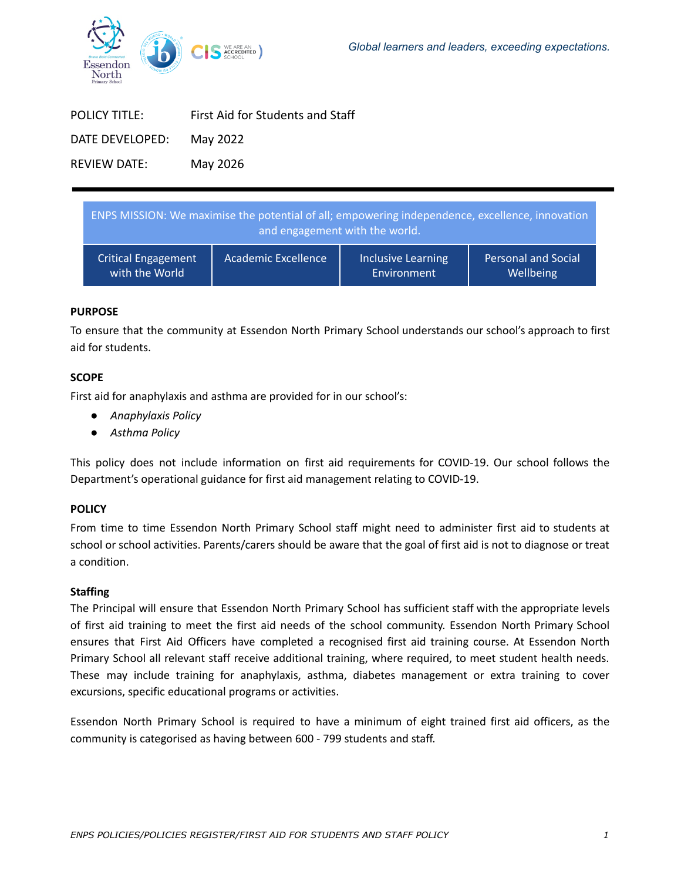*Global learners and leaders, exceeding expectations.*

| | |
|---|---|
| POLICY TITLE: | First Aid for Students and Staff |
| DATE DEVELOPED: | May 2022 |
| REVIEW DATE: | May 2026 |

| ENPS MISSION: We maximise the potential of all; empowering independence, excellence, innovation and engagement with the world. | | | |
|---|---|---|---|
| Critical Engagement with the World | Academic Excellence | Inclusive Learning Environment | Personal and Social Wellbeing |

**PURPOSE**

To ensure that the community at Essendon North Primary School understands our school's approach to first aid for students.

**SCOPE**

First aid for anaphylaxis and asthma are provided for in our school's:

- *Anaphylaxis Policy*
- *Asthma Policy*

This policy does not include information on first aid requirements for COVID-19. Our school follows the Department's operational guidance for first aid management relating to COVID-19.

**POLICY**

From time to time Essendon North Primary School staff might need to administer first aid to students at school or school activities. Parents/carers should be aware that the goal of first aid is not to diagnose or treat a condition.

**Staffing**

The Principal will ensure that Essendon North Primary School has sufficient staff with the appropriate levels of first aid training to meet the first aid needs of the school community. Essendon North Primary School ensures that First Aid Officers have completed a recognised first aid training course. At Essendon North Primary School all relevant staff receive additional training, where required, to meet student health needs. These may include training for anaphylaxis, asthma, diabetes management or extra training to cover excursions, specific educational programs or activities.

Essendon North Primary School is required to have a minimum of eight trained first aid officers, as the community is categorised as having between 600 - 799 students and staff.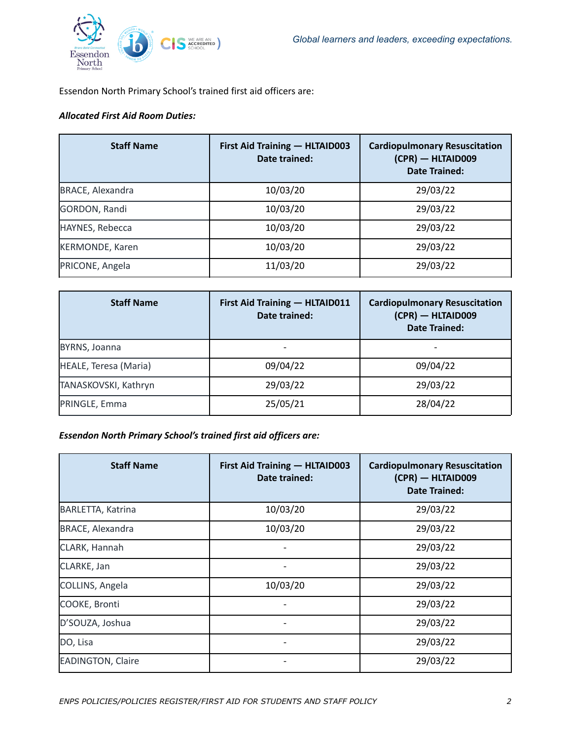Essendon North Primary School's trained first aid officers are:

***Allocated First Aid Room Duties:***

| Staff Name | First Aid Training — HLTAID003 Date trained: | Cardiopulmonary Resuscitation (CPR) — HLTAID009 Date Trained: |
|---|---|---|
| BRACE, Alexandra | 10/03/20 | 29/03/22 |
| GORDON, Randi | 10/03/20 | 29/03/22 |
| HAYNES, Rebecca | 10/03/20 | 29/03/22 |
| KERMONDE, Karen | 10/03/20 | 29/03/22 |
| PRICONE, Angela | 11/03/20 | 29/03/22 |

| Staff Name | First Aid Training — HLTAID011 Date trained: | Cardiopulmonary Resuscitation (CPR) — HLTAID009 Date Trained: |
|---|---|---|
| BYRNS, Joanna | - | - |
| HEALE, Teresa (Maria) | 09/04/22 | 09/04/22 |
| TANASKOVSKI, Kathryn | 29/03/22 | 29/03/22 |
| PRINGLE, Emma | 25/05/21 | 28/04/22 |

***Essendon North Primary School's trained first aid officers are:***

| Staff Name | First Aid Training — HLTAID003 Date trained: | Cardiopulmonary Resuscitation (CPR) — HLTAID009 Date Trained: |
|---|---|---|
| BARLETTA, Katrina | 10/03/20 | 29/03/22 |
| BRACE, Alexandra | 10/03/20 | 29/03/22 |
| CLARK, Hannah | - | 29/03/22 |
| CLARKE, Jan | - | 29/03/22 |
| COLLINS, Angela | 10/03/20 | 29/03/22 |
| COOKE, Bronti | - | 29/03/22 |
| D'SOUZA, Joshua | - | 29/03/22 |
| DO, Lisa | - | 29/03/22 |
| EADINGTON, Claire | - | 29/03/22 |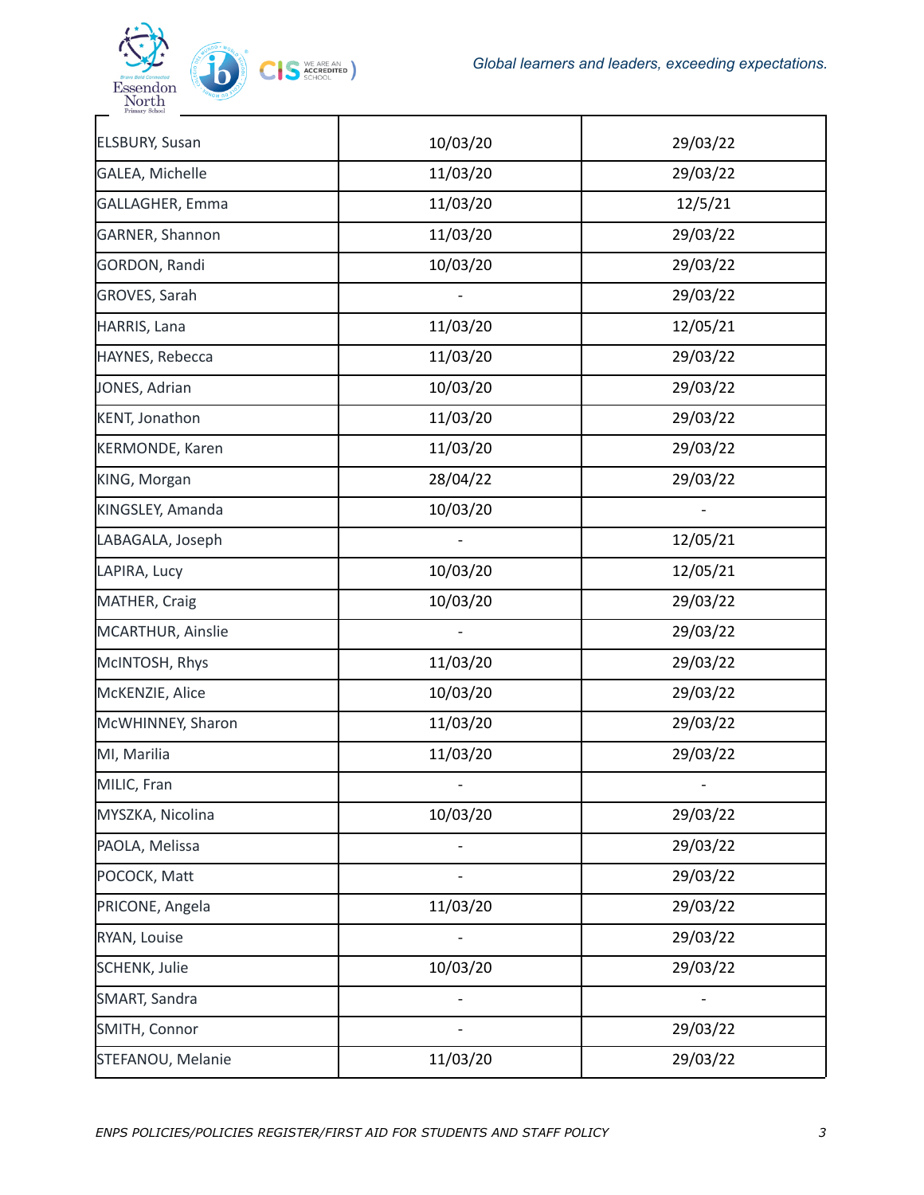| | | |
|---|---|---|
| ELSBURY, Susan | 10/03/20 | 29/03/22 |
| GALEA, Michelle | 11/03/20 | 29/03/22 |
| GALLAGHER, Emma | 11/03/20 | 12/5/21 |
| GARNER, Shannon | 11/03/20 | 29/03/22 |
| GORDON, Randi | 10/03/20 | 29/03/22 |
| GROVES, Sarah | - | 29/03/22 |
| HARRIS, Lana | 11/03/20 | 12/05/21 |
| HAYNES, Rebecca | 11/03/20 | 29/03/22 |
| JONES, Adrian | 10/03/20 | 29/03/22 |
| KENT, Jonathon | 11/03/20 | 29/03/22 |
| KERMONDE, Karen | 11/03/20 | 29/03/22 |
| KING, Morgan | 28/04/22 | 29/03/22 |
| KINGSLEY, Amanda | 10/03/20 | - |
| LABAGALA, Joseph | - | 12/05/21 |
| LAPIRA, Lucy | 10/03/20 | 12/05/21 |
| MATHER, Craig | 10/03/20 | 29/03/22 |
| MCARTHUR, Ainslie | - | 29/03/22 |
| McINTOSH, Rhys | 11/03/20 | 29/03/22 |
| McKENZIE, Alice | 10/03/20 | 29/03/22 |
| McWHINNEY, Sharon | 11/03/20 | 29/03/22 |
| MI, Marilia | 11/03/20 | 29/03/22 |
| MILIC, Fran | - | - |
| MYSZKA, Nicolina | 10/03/20 | 29/03/22 |
| PAOLA, Melissa | - | 29/03/22 |
| POCOCK, Matt | - | 29/03/22 |
| PRICONE, Angela | 11/03/20 | 29/03/22 |
| RYAN, Louise | - | 29/03/22 |
| SCHENK, Julie | 10/03/20 | 29/03/22 |
| SMART, Sandra | - | - |
| SMITH, Connor | - | 29/03/22 |
| STEFANOU, Melanie | 11/03/20 | 29/03/22 |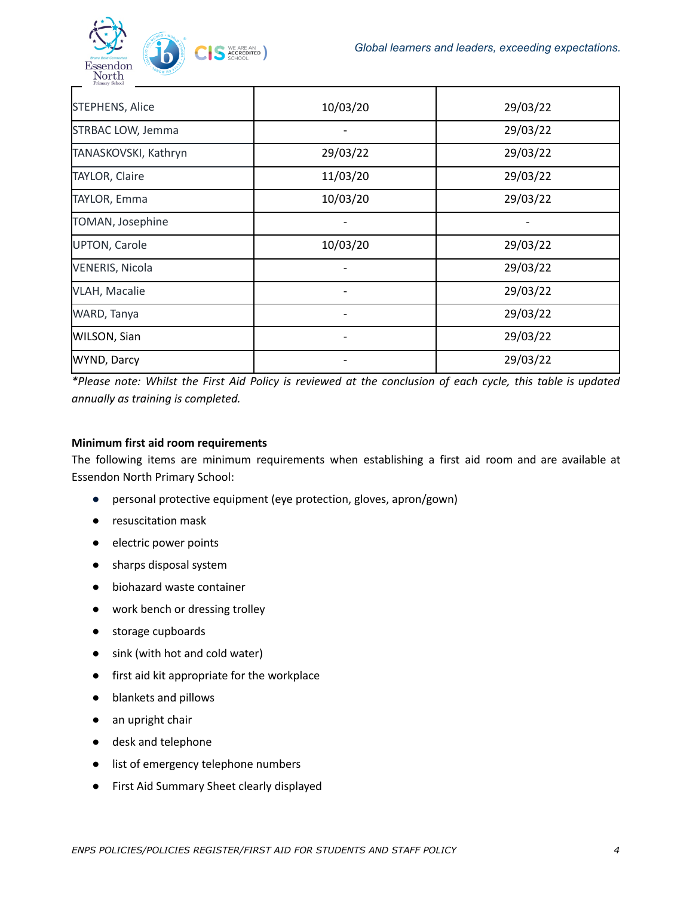| | | |
|---|---|---|
| STEPHENS, Alice | 10/03/20 | 29/03/22 |
| STRBAC LOW, Jemma | - | 29/03/22 |
| TANASKOVSKI, Kathryn | 29/03/22 | 29/03/22 |
| TAYLOR, Claire | 11/03/20 | 29/03/22 |
| TAYLOR, Emma | 10/03/20 | 29/03/22 |
| TOMAN, Josephine | - | - |
| UPTON, Carole | 10/03/20 | 29/03/22 |
| VENERIS, Nicola | - | 29/03/22 |
| VLAH, Macalie | - | 29/03/22 |
| WARD, Tanya | - | 29/03/22 |
| WILSON, Sian | - | 29/03/22 |
| WYND, Darcy | - | 29/03/22 |

*\*Please note: Whilst the First Aid Policy is reviewed at the conclusion of each cycle, this table is updated annually as training is completed.*

**Minimum first aid room requirements**

The following items are minimum requirements when establishing a first aid room and are available at Essendon North Primary School:

- personal protective equipment (eye protection, gloves, apron/gown)
- resuscitation mask
- electric power points
- sharps disposal system
- biohazard waste container
- work bench or dressing trolley
- storage cupboards
- sink (with hot and cold water)
- first aid kit appropriate for the workplace
- blankets and pillows
- an upright chair
- desk and telephone
- list of emergency telephone numbers
- First Aid Summary Sheet clearly displayed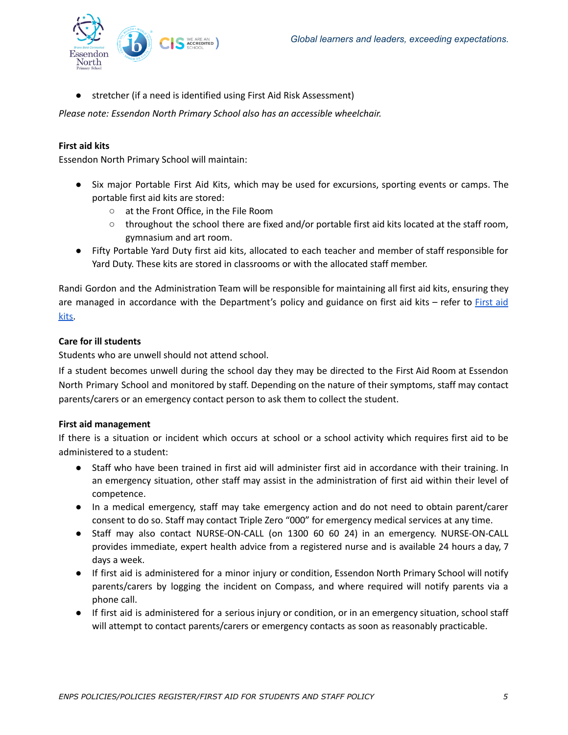- stretcher (if a need is identified using First Aid Risk Assessment)

*Please note: Essendon North Primary School also has an accessible wheelchair.*

**First aid kits**

Essendon North Primary School will maintain:

- Six major Portable First Aid Kits, which may be used for excursions, sporting events or camps. The portable first aid kits are stored:
  - at the Front Office, in the File Room
  - throughout the school there are fixed and/or portable first aid kits located at the staff room, gymnasium and art room.
- Fifty Portable Yard Duty first aid kits, allocated to each teacher and member of staff responsible for Yard Duty. These kits are stored in classrooms or with the allocated staff member.

Randi Gordon and the Administration Team will be responsible for maintaining all first aid kits, ensuring they are managed in accordance with the Department's policy and guidance on first aid kits – refer to [First aid kits](First aid kits).

**Care for ill students**

Students who are unwell should not attend school.

If a student becomes unwell during the school day they may be directed to the First Aid Room at Essendon North Primary School and monitored by staff. Depending on the nature of their symptoms, staff may contact parents/carers or an emergency contact person to ask them to collect the student.

**First aid management**

If there is a situation or incident which occurs at school or a school activity which requires first aid to be administered to a student:

- Staff who have been trained in first aid will administer first aid in accordance with their training. In an emergency situation, other staff may assist in the administration of first aid within their level of competence.
- In a medical emergency, staff may take emergency action and do not need to obtain parent/carer consent to do so. Staff may contact Triple Zero "000" for emergency medical services at any time.
- Staff may also contact NURSE-ON-CALL (on 1300 60 60 24) in an emergency. NURSE-ON-CALL provides immediate, expert health advice from a registered nurse and is available 24 hours a day, 7 days a week.
- If first aid is administered for a minor injury or condition, Essendon North Primary School will notify parents/carers by logging the incident on Compass, and where required will notify parents via a phone call.
- If first aid is administered for a serious injury or condition, or in an emergency situation, school staff will attempt to contact parents/carers or emergency contacts as soon as reasonably practicable.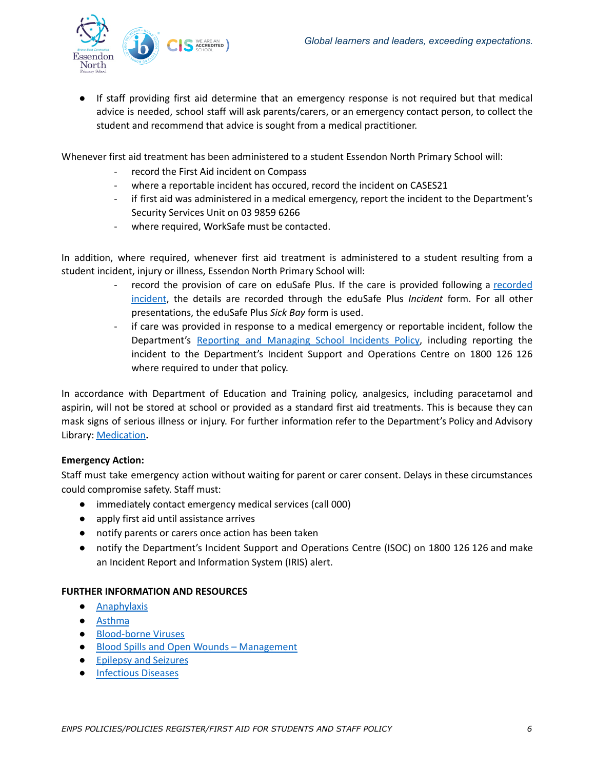- If staff providing first aid determine that an emergency response is not required but that medical advice is needed, school staff will ask parents/carers, or an emergency contact person, to collect the student and recommend that advice is sought from a medical practitioner.

Whenever first aid treatment has been administered to a student Essendon North Primary School will:

- record the First Aid incident on Compass
- where a reportable incident has occured, record the incident on CASES21
- if first aid was administered in a medical emergency, report the incident to the Department's Security Services Unit on 03 9859 6266
- where required, WorkSafe must be contacted.

In addition, where required, whenever first aid treatment is administered to a student resulting from a student incident, injury or illness, Essendon North Primary School will:

- record the provision of care on eduSafe Plus. If the care is provided following a recorded incident, the details are recorded through the eduSafe Plus *Incident* form. For all other presentations, the eduSafe Plus *Sick Bay* form is used.
- if care was provided in response to a medical emergency or reportable incident, follow the Department's Reporting and Managing School Incidents Policy, including reporting the incident to the Department's Incident Support and Operations Centre on 1800 126 126 where required to under that policy.

In accordance with Department of Education and Training policy, analgesics, including paracetamol and aspirin, will not be stored at school or provided as a standard first aid treatments. This is because they can mask signs of serious illness or injury. For further information refer to the Department's Policy and Advisory Library: Medication**.**

**Emergency Action:**

Staff must take emergency action without waiting for parent or carer consent. Delays in these circumstances could compromise safety. Staff must:

- immediately contact emergency medical services (call 000)
- apply first aid until assistance arrives
- notify parents or carers once action has been taken
- notify the Department's Incident Support and Operations Centre (ISOC) on 1800 126 126 and make an Incident Report and Information System (IRIS) alert.

**FURTHER INFORMATION AND RESOURCES**

- Anaphylaxis
- Asthma
- Blood-borne Viruses
- Blood Spills and Open Wounds – Management
- Epilepsy and Seizures
- Infectious Diseases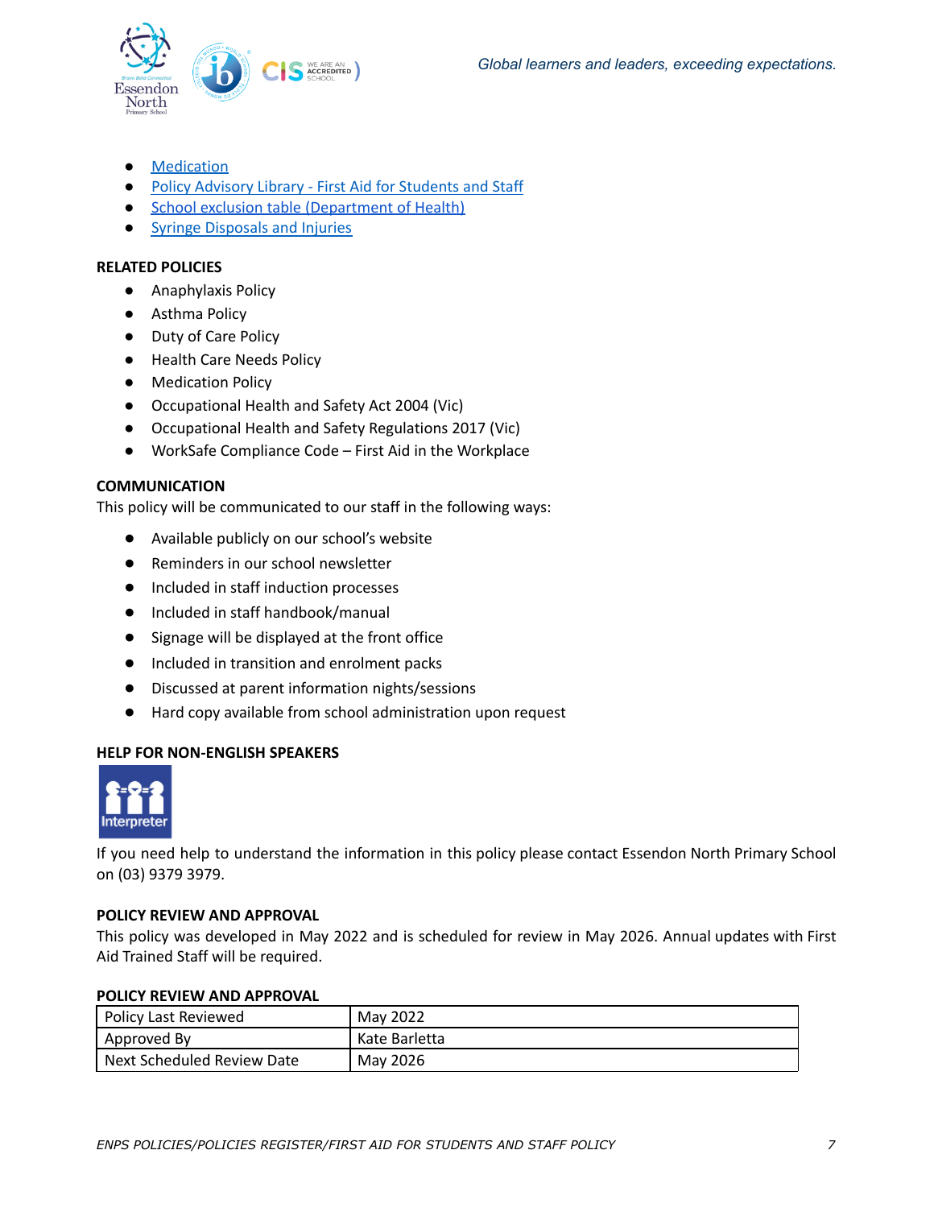- [Medication]
- [Policy Advisory Library - First Aid for Students and Staff]
- [School exclusion table (Department of Health)]
- [Syringe Disposals and Injuries]

**RELATED POLICIES**

- Anaphylaxis Policy
- Asthma Policy
- Duty of Care Policy
- Health Care Needs Policy
- Medication Policy
- Occupational Health and Safety Act 2004 (Vic)
- Occupational Health and Safety Regulations 2017 (Vic)
- WorkSafe Compliance Code – First Aid in the Workplace

**COMMUNICATION**

This policy will be communicated to our staff in the following ways:

- Available publicly on our school's website
- Reminders in our school newsletter
- Included in staff induction processes
- Included in staff handbook/manual
- Signage will be displayed at the front office
- Included in transition and enrolment packs
- Discussed at parent information nights/sessions
- Hard copy available from school administration upon request

**HELP FOR NON-ENGLISH SPEAKERS**

Interpreter

If you need help to understand the information in this policy please contact Essendon North Primary School on (03) 9379 3979.

**POLICY REVIEW AND APPROVAL**

This policy was developed in May 2022 and is scheduled for review in May 2026. Annual updates with First Aid Trained Staff will be required.

**POLICY REVIEW AND APPROVAL**

| | |
|---|---|
| Policy Last Reviewed | May 2022 |
| Approved By | Kate Barletta |
| Next Scheduled Review Date | May 2026 |